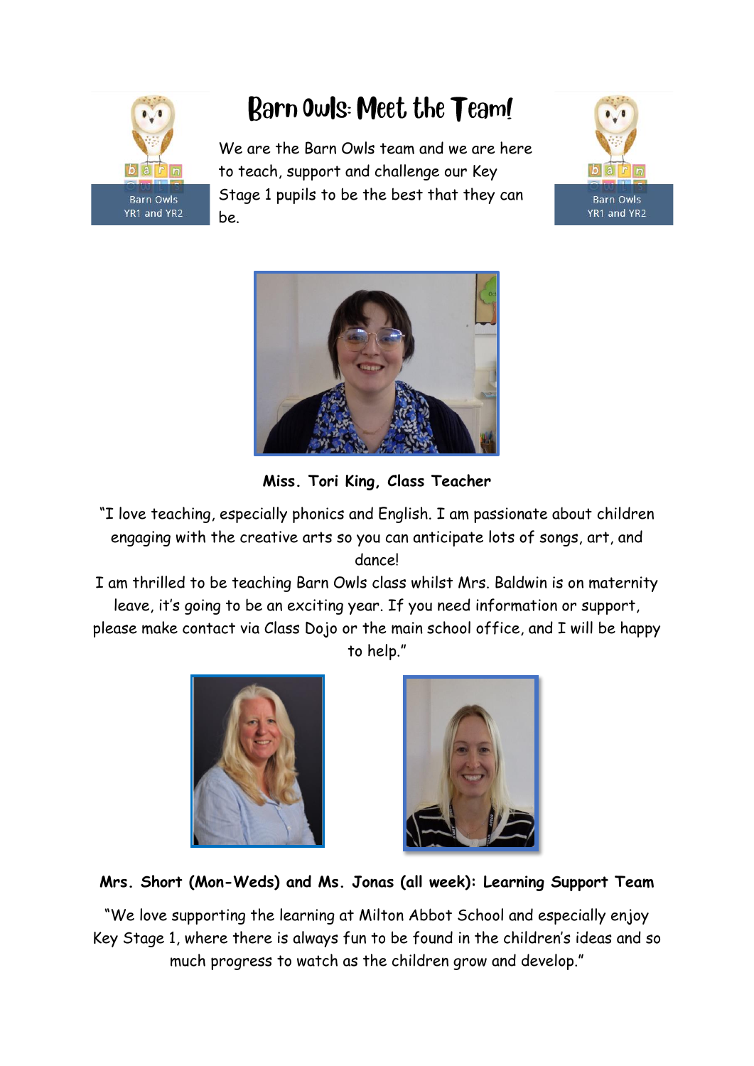# Barn Owls: Meet the Team!

We are the Barn Owls team and we are here to teach, support and challenge our Key Stage 1 pupils to be the best that they can be.

**Miss. Tori King, Class Teacher**

"I love teaching, especially phonics and English. I am passionate about children engaging with the creative arts so you can anticipate lots of songs, art, and dance!
I am thrilled to be teaching Barn Owls class whilst Mrs. Baldwin is on maternity leave, it's going to be an exciting year. If you need information or support, please make contact via Class Dojo or the main school office, and I will be happy to help."

**Mrs. Short (Mon-Weds) and Ms. Jonas (all week): Learning Support Team**

"We love supporting the learning at Milton Abbot School and especially enjoy Key Stage 1, where there is always fun to be found in the children's ideas and so much progress to watch as the children grow and develop."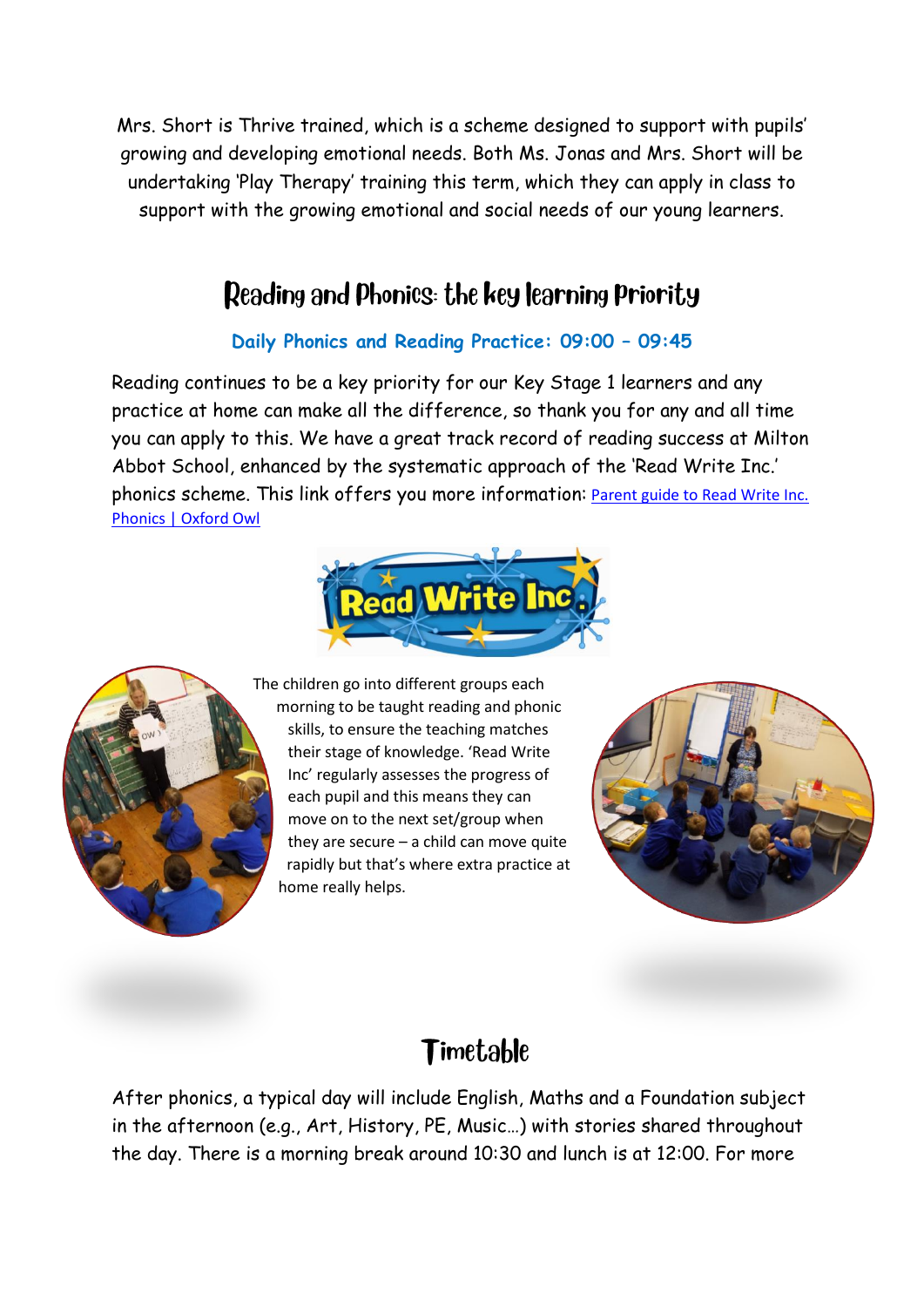Mrs. Short is Thrive trained, which is a scheme designed to support with pupils' growing and developing emotional needs. Both Ms. Jonas and Mrs. Short will be undertaking 'Play Therapy' training this term, which they can apply in class to support with the growing emotional and social needs of our young learners.

## Reading and Phonics: the key learning Priority

**Daily Phonics and Reading Practice: 09:00 – 09:45**

Reading continues to be a key priority for our Key Stage 1 learners and any practice at home can make all the difference, so thank you for any and all time you can apply to this. We have a great track record of reading success at Milton Abbot School, enhanced by the systematic approach of the 'Read Write Inc.' phonics scheme. This link offers you more information: Parent guide to Read Write Inc. Phonics | Oxford Owl

The children go into different groups each morning to be taught reading and phonic skills, to ensure the teaching matches their stage of knowledge. 'Read Write Inc' regularly assesses the progress of each pupil and this means they can move on to the next set/group when they are secure – a child can move quite rapidly but that's where extra practice at home really helps.

## Timetable

After phonics, a typical day will include English, Maths and a Foundation subject in the afternoon (e.g., Art, History, PE, Music…) with stories shared throughout the day. There is a morning break around 10:30 and lunch is at 12:00. For more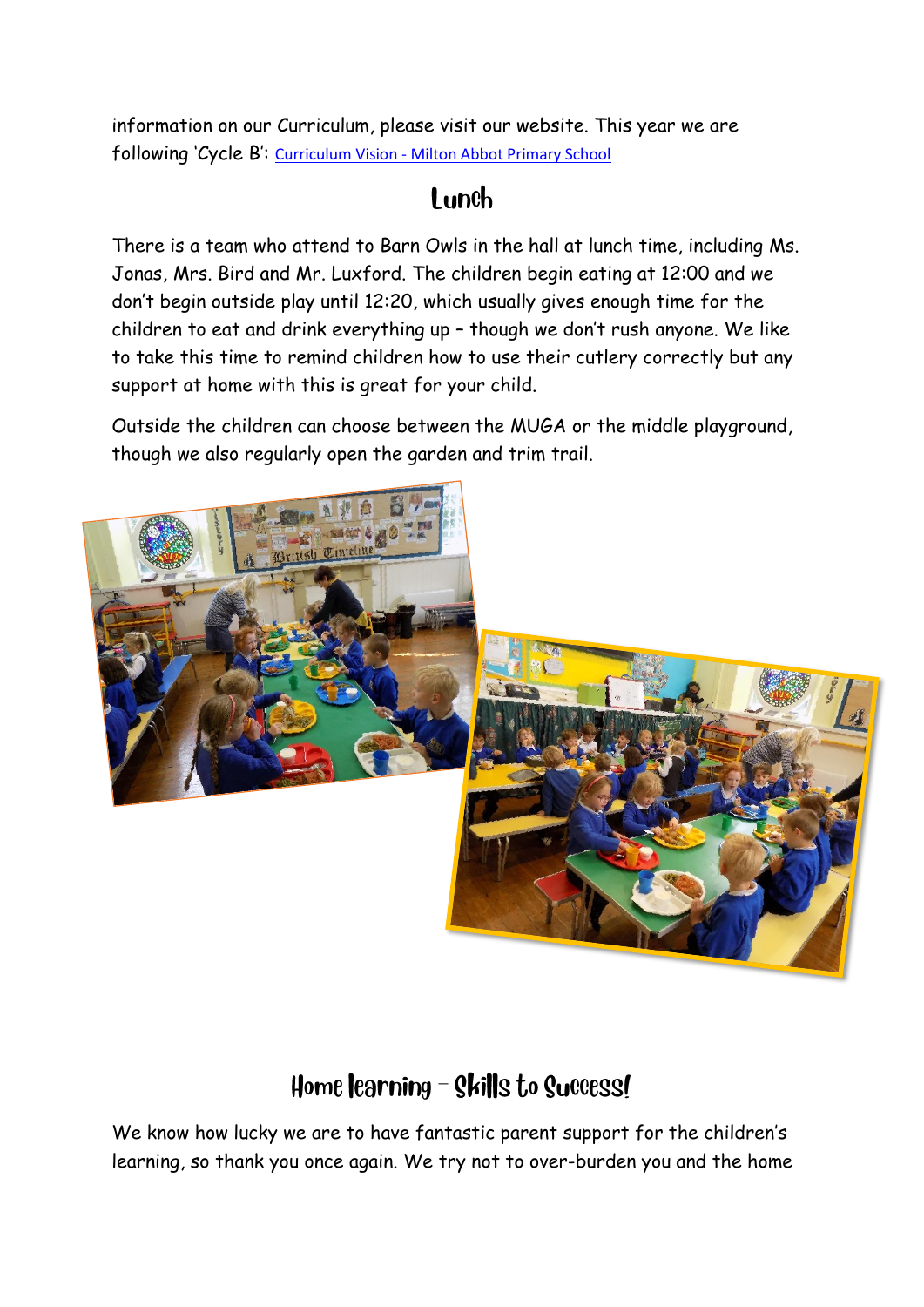information on our Curriculum, please visit our website. This year we are following 'Cycle B': [Curriculum Vision - Milton Abbot Primary School]

## Lunch

There is a team who attend to Barn Owls in the hall at lunch time, including Ms. Jonas, Mrs. Bird and Mr. Luxford. The children begin eating at 12:00 and we don't begin outside play until 12:20, which usually gives enough time for the children to eat and drink everything up – though we don't rush anyone. We like to take this time to remind children how to use their cutlery correctly but any support at home with this is great for your child.

Outside the children can choose between the MUGA or the middle playground, though we also regularly open the garden and trim trail.

## Home learning – Skills to Success!

We know how lucky we are to have fantastic parent support for the children's learning, so thank you once again. We try not to over-burden you and the home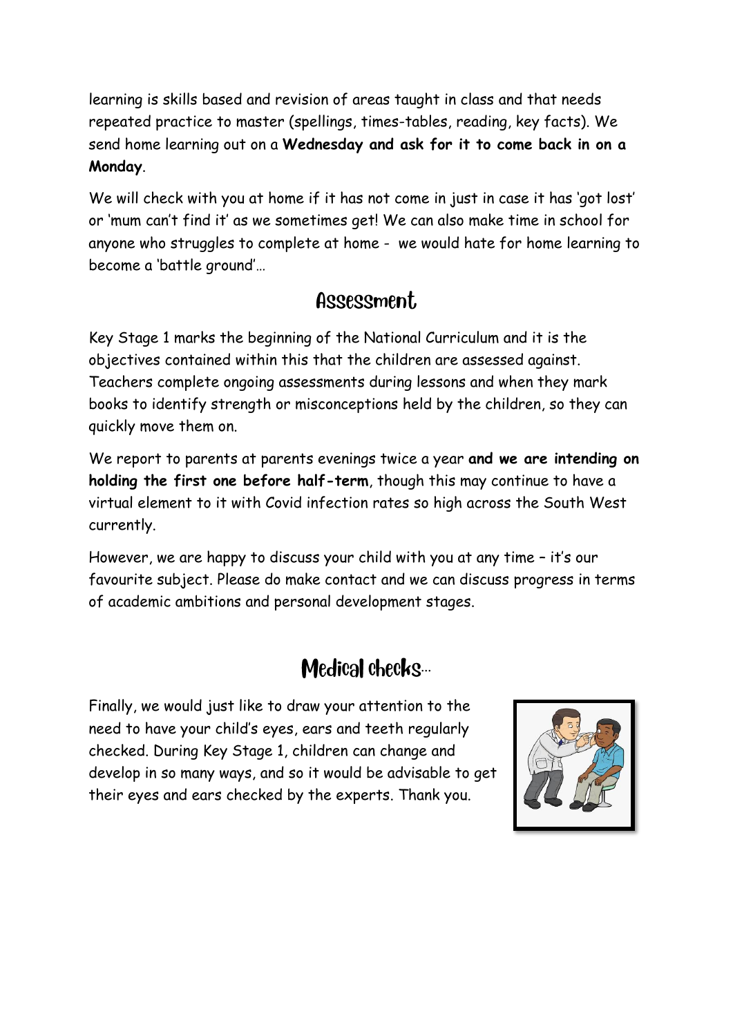learning is skills based and revision of areas taught in class and that needs repeated practice to master (spellings, times-tables, reading, key facts). We send home learning out on a **Wednesday and ask for it to come back in on a Monday**.

We will check with you at home if it has not come in just in case it has 'got lost' or 'mum can't find it' as we sometimes get! We can also make time in school for anyone who struggles to complete at home - we would hate for home learning to become a 'battle ground'…

## Assessment

Key Stage 1 marks the beginning of the National Curriculum and it is the objectives contained within this that the children are assessed against. Teachers complete ongoing assessments during lessons and when they mark books to identify strength or misconceptions held by the children, so they can quickly move them on.

We report to parents at parents evenings twice a year **and we are intending on holding the first one before half-term**, though this may continue to have a virtual element to it with Covid infection rates so high across the South West currently.

However, we are happy to discuss your child with you at any time – it's our favourite subject. Please do make contact and we can discuss progress in terms of academic ambitions and personal development stages.

## Medical checks…

Finally, we would just like to draw your attention to the need to have your child's eyes, ears and teeth regularly checked. During Key Stage 1, children can change and develop in so many ways, and so it would be advisable to get their eyes and ears checked by the experts. Thank you.